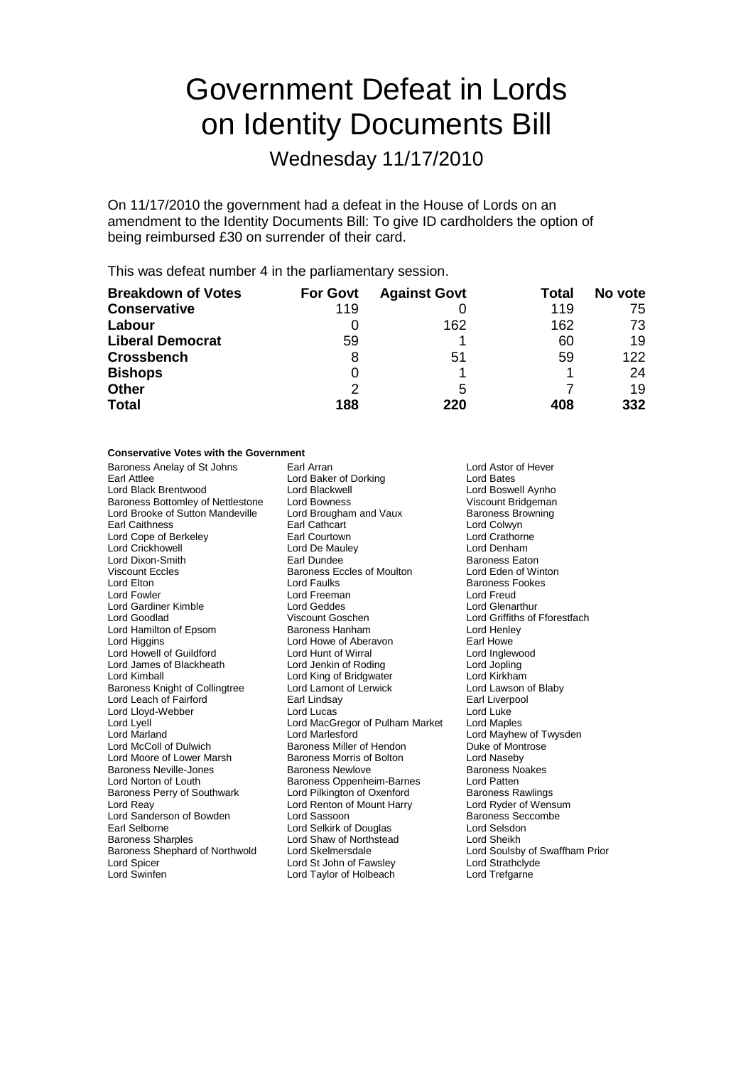# Government Defeat in Lords on Identity Documents Bill

## Wednesday 11/17/2010

On 11/17/2010 the government had a defeat in the House of Lords on an amendment to the Identity Documents Bill: To give ID cardholders the option of being reimbursed £30 on surrender of their card.

This was defeat number 4 in the parliamentary session.

| Breakdown of Votes | For Govt | Against Govt | Total | No vote |
|---|---|---|---|---|
| **Conservative** | 119 | 0 | 119 | 75 |
| **Labour** | 0 | 162 | 162 | 73 |
| **Liberal Democrat** | 59 | 1 | 60 | 19 |
| **Crossbench** | 8 | 51 | 59 | 122 |
| **Bishops** | 0 | 1 | 1 | 24 |
| **Other** | 2 | 5 | 7 | 19 |
| **Total** | **188** | **220** | **408** | **332** |

#### Conservative Votes with the Government

Baroness Anelay of St Johns
Earl Arran
Lord Astor of Hever
Earl Attlee
Lord Baker of Dorking
Lord Bates
Lord Black Brentwood
Lord Blackwell
Lord Boswell Aynho
Baroness Bottomley of Nettlestone
Lord Bowness
Viscount Bridgeman
Lord Brooke of Sutton Mandeville
Lord Brougham and Vaux
Baroness Browning
Earl Caithness
Earl Cathcart
Lord Colwyn
Lord Cope of Berkeley
Earl Courtown
Lord Crathorne
Lord Crickhowell
Lord De Mauley
Lord Denham
Lord Dixon-Smith
Earl Dundee
Baroness Eaton
Viscount Eccles
Baroness Eccles of Moulton
Lord Eden of Winton
Lord Elton
Lord Faulks
Baroness Fookes
Lord Fowler
Lord Freeman
Lord Freud
Lord Gardiner Kimble
Lord Geddes
Lord Glenarthur
Lord Goodlad
Viscount Goschen
Lord Griffiths of Fforestfach
Lord Hamilton of Epsom
Baroness Hanham
Lord Henley
Lord Higgins
Lord Howe of Aberavon
Earl Howe
Lord Howell of Guildford
Lord Hunt of Wirral
Lord Inglewood
Lord James of Blackheath
Lord Jenkin of Roding
Lord Jopling
Lord Kimball
Lord King of Bridgwater
Lord Kirkham
Baroness Knight of Collingtree
Lord Lamont of Lerwick
Lord Lawson of Blaby
Lord Leach of Fairford
Earl Lindsay
Earl Liverpool
Lord Lloyd-Webber
Lord Lucas
Lord Luke
Lord Lyell
Lord MacGregor of Pulham Market
Lord Maples
Lord Marland
Lord Marlesford
Lord Mayhew of Twysden
Lord McColl of Dulwich
Baroness Miller of Hendon
Duke of Montrose
Lord Moore of Lower Marsh
Baroness Morris of Bolton
Lord Naseby
Baroness Neville-Jones
Baroness Newlove
Baroness Noakes
Lord Norton of Louth
Baroness Oppenheim-Barnes
Lord Patten
Baroness Perry of Southwark
Lord Pilkington of Oxenford
Baroness Rawlings
Lord Reay
Lord Renton of Mount Harry
Lord Ryder of Wensum
Lord Sanderson of Bowden
Lord Sassoon
Baroness Seccombe
Earl Selborne
Lord Selkirk of Douglas
Lord Selsdon
Baroness Sharples
Lord Shaw of Northstead
Lord Sheikh
Baroness Shephard of Northwold
Lord Skelmersdale
Lord Soulsby of Swaffham Prior
Lord Spicer
Lord St John of Fawsley
Lord Strathclyde
Lord Swinfen
Lord Taylor of Holbeach
Lord Trefgarne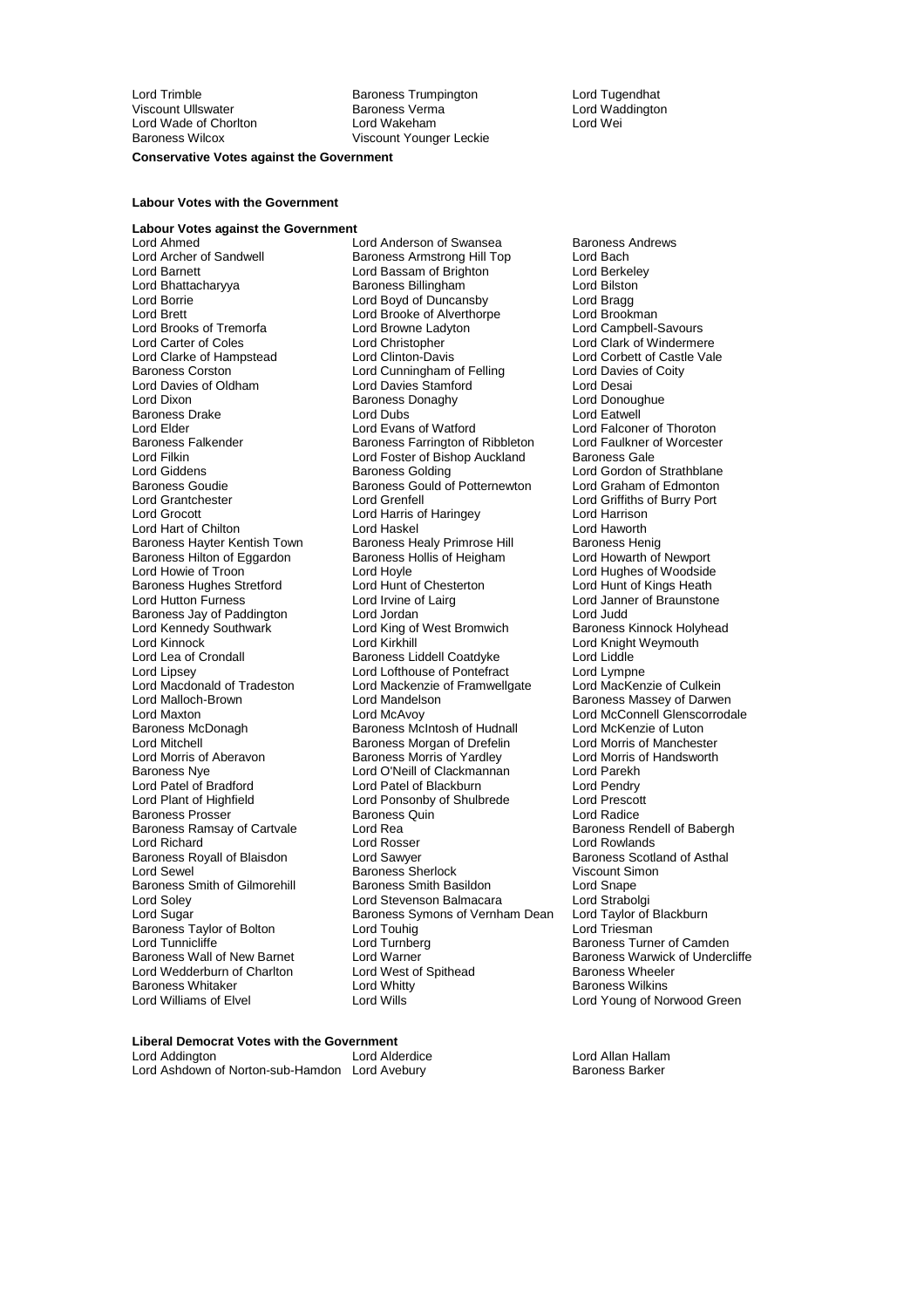Lord Trimble
Baroness Trumpington
Lord Tugendhat
Viscount Ullswater
Baroness Verma
Lord Waddington
Lord Wade of Chorlton
Lord Wakeham
Lord Wei
Baroness Wilcox
Viscount Younger Leckie

**Conservative Votes against the Government**

**Labour Votes with the Government**

**Labour Votes against the Government**

Lord Ahmed
Lord Anderson of Swansea
Baroness Andrews
Lord Archer of Sandwell
Baroness Armstrong Hill Top
Lord Bach
Lord Barnett
Lord Bassam of Brighton
Lord Berkeley
Lord Bhattacharyya
Baroness Billingham
Lord Bilston
Lord Borrie
Lord Boyd of Duncansby
Lord Bragg
Lord Brett
Lord Brooke of Alverthorpe
Lord Brookman
Lord Brooks of Tremorfa
Lord Browne Ladyton
Lord Campbell-Savours
Lord Carter of Coles
Lord Christopher
Lord Clark of Windermere
Lord Clarke of Hampstead
Lord Clinton-Davis
Lord Corbett of Castle Vale
Baroness Corston
Lord Cunningham of Felling
Lord Davies of Coity
Lord Davies of Oldham
Lord Davies Stamford
Lord Desai
Lord Dixon
Baroness Donaghy
Lord Donoughue
Baroness Drake
Lord Dubs
Lord Eatwell
Lord Elder
Lord Evans of Watford
Lord Falconer of Thoroton
Baroness Falkender
Baroness Farrington of Ribbleton
Lord Faulkner of Worcester
Lord Filkin
Lord Foster of Bishop Auckland
Baroness Gale
Lord Giddens
Baroness Golding
Lord Gordon of Strathblane
Baroness Goudie
Baroness Gould of Potternewton
Lord Graham of Edmonton
Lord Grantchester
Lord Grenfell
Lord Griffiths of Burry Port
Lord Grocott
Lord Harris of Haringey
Lord Harrison
Lord Hart of Chilton
Lord Haskel
Lord Haworth
Baroness Hayter Kentish Town
Baroness Healy Primrose Hill
Baroness Henig
Baroness Hilton of Eggardon
Baroness Hollis of Heigham
Lord Howarth of Newport
Lord Howie of Troon
Lord Hoyle
Lord Hughes of Woodside
Baroness Hughes Stretford
Lord Hunt of Chesterton
Lord Hunt of Kings Heath
Lord Hutton Furness
Lord Irvine of Lairg
Lord Janner of Braunstone
Baroness Jay of Paddington
Lord Jordan
Lord Judd
Lord Kennedy Southwark
Lord King of West Bromwich
Baroness Kinnock Holyhead
Lord Kinnock
Lord Kirkhill
Lord Knight Weymouth
Lord Lea of Crondall
Baroness Liddell Coatdyke
Lord Liddle
Lord Lipsey
Lord Lofthouse of Pontefract
Lord Lympne
Lord Macdonald of Tradeston
Lord Mackenzie of Framwellgate
Lord MacKenzie of Culkein
Lord Malloch-Brown
Lord Mandelson
Baroness Massey of Darwen
Lord Maxton
Lord McAvoy
Lord McConnell Glenscorrodale
Baroness McDonagh
Baroness McIntosh of Hudnall
Lord McKenzie of Luton
Lord Mitchell
Baroness Morgan of Drefelin
Lord Morris of Manchester
Lord Morris of Aberavon
Baroness Morris of Yardley
Lord Morris of Handsworth
Baroness Nye
Lord O'Neill of Clackmannan
Lord Parekh
Lord Patel of Bradford
Lord Patel of Blackburn
Lord Pendry
Lord Plant of Highfield
Lord Ponsonby of Shulbrede
Lord Prescott
Baroness Prosser
Baroness Quin
Lord Radice
Baroness Ramsay of Cartvale
Lord Rea
Baroness Rendell of Babergh
Lord Richard
Lord Rosser
Lord Rowlands
Baroness Royall of Blaisdon
Lord Sawyer
Baroness Scotland of Asthal
Lord Sewel
Baroness Sherlock
Viscount Simon
Baroness Smith of Gilmorehill
Baroness Smith Basildon
Lord Snape
Lord Soley
Lord Stevenson Balmacara
Lord Strabolgi
Lord Sugar
Baroness Symons of Vernham Dean
Lord Taylor of Blackburn
Baroness Taylor of Bolton
Lord Touhig
Lord Triesman
Lord Tunnicliffe
Lord Turnberg
Baroness Turner of Camden
Baroness Wall of New Barnet
Lord Warner
Baroness Warwick of Undercliffe
Lord Wedderburn of Charlton
Lord West of Spithead
Baroness Wheeler
Baroness Whitaker
Lord Whitty
Baroness Wilkins
Lord Williams of Elvel
Lord Wills
Lord Young of Norwood Green

**Liberal Democrat Votes with the Government**

Lord Addington
Lord Alderdice
Lord Allan Hallam
Lord Ashdown of Norton-sub-Hamdon
Lord Avebury
Baroness Barker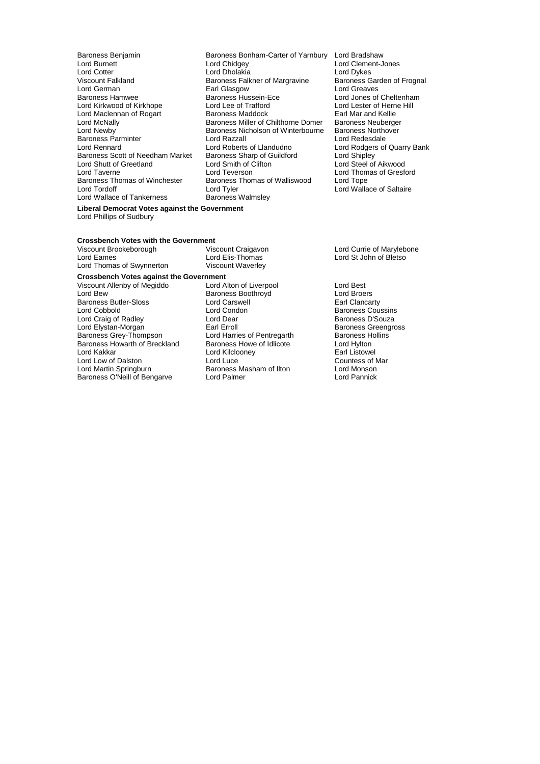Baroness Benjamin
Baroness Bonham-Carter of Yarnbury
Lord Bradshaw
Lord Burnett
Lord Chidgey
Lord Clement-Jones
Lord Cotter
Lord Dholakia
Lord Dykes
Viscount Falkland
Baroness Falkner of Margravine
Baroness Garden of Frognal
Lord German
Earl Glasgow
Lord Greaves
Baroness Hamwee
Baroness Hussein-Ece
Lord Jones of Cheltenham
Lord Kirkwood of Kirkhope
Lord Lee of Trafford
Lord Lester of Herne Hill
Lord Maclennan of Rogart
Baroness Maddock
Earl Mar and Kellie
Lord McNally
Baroness Miller of Chilthorne Domer
Baroness Neuberger
Lord Newby
Baroness Nicholson of Winterbourne
Baroness Northover
Baroness Parminter
Lord Razzall
Lord Redesdale
Lord Rennard
Lord Roberts of Llandudno
Lord Rodgers of Quarry Bank
Baroness Scott of Needham Market
Baroness Sharp of Guildford
Lord Shipley
Lord Shutt of Greetland
Lord Smith of Clifton
Lord Steel of Aikwood
Lord Taverne
Lord Teverson
Lord Thomas of Gresford
Baroness Thomas of Winchester
Baroness Thomas of Walliswood
Lord Tope
Lord Tordoff
Lord Tyler
Lord Wallace of Saltaire
Lord Wallace of Tankerness
Baroness Walmsley

**Liberal Democrat Votes against the Government**

Lord Phillips of Sudbury

**Crossbench Votes with the Government**

Viscount Brookeborough
Viscount Craigavon
Lord Currie of Marylebone
Lord Eames
Lord Elis-Thomas
Lord St John of Bletso
Lord Thomas of Swynnerton
Viscount Waverley

**Crossbench Votes against the Government**

Viscount Allenby of Megiddo
Lord Alton of Liverpool
Lord Best
Lord Bew
Baroness Boothroyd
Lord Broers
Baroness Butler-Sloss
Lord Carswell
Earl Clancarty
Lord Cobbold
Lord Condon
Baroness Coussins
Lord Craig of Radley
Lord Dear
Baroness D'Souza
Lord Elystan-Morgan
Earl Erroll
Baroness Greengross
Baroness Grey-Thompson
Lord Harries of Pentregarth
Baroness Hollins
Baroness Howarth of Breckland
Baroness Howe of Idlicote
Lord Hylton
Lord Kakkar
Lord Kilclooney
Earl Listowel
Lord Low of Dalston
Lord Luce
Countess of Mar
Lord Martin Springburn
Baroness Masham of Ilton
Lord Monson
Baroness O'Neill of Bengarve
Lord Palmer
Lord Pannick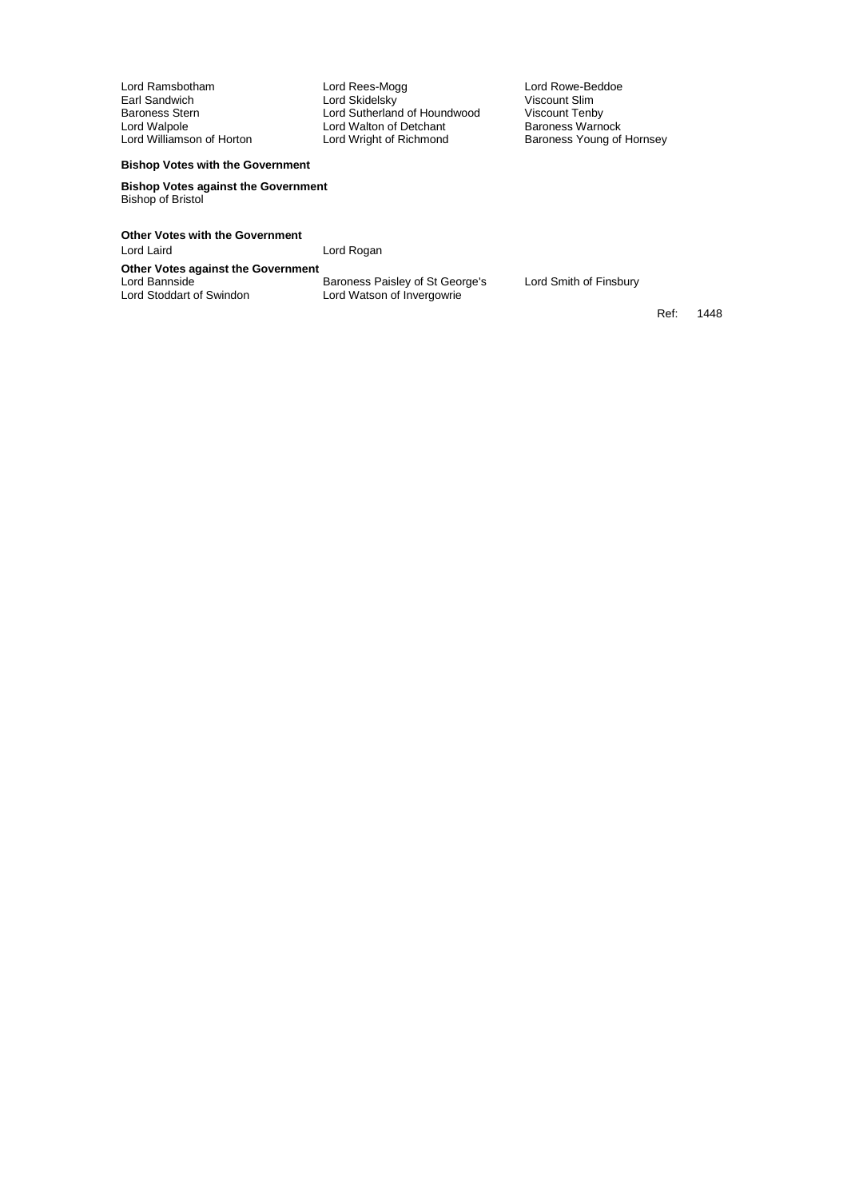Lord Ramsbotham
Earl Sandwich
Baroness Stern
Lord Walpole
Lord Williamson of Horton
Lord Rees-Mogg
Lord Skidelsky
Lord Sutherland of Houndwood
Lord Walton of Detchant
Lord Wright of Richmond
Lord Rowe-Beddoe
Viscount Slim
Viscount Tenby
Baroness Warnock
Baroness Young of Hornsey

**Bishop Votes with the Government**

**Bishop Votes against the Government**

Bishop of Bristol

**Other Votes with the Government**

Lord Laird
Lord Rogan

**Other Votes against the Government**

Lord Bannside
Lord Stoddart of Swindon
Baroness Paisley of St George's
Lord Watson of Invergowrie
Lord Smith of Finsbury

Ref: 1448